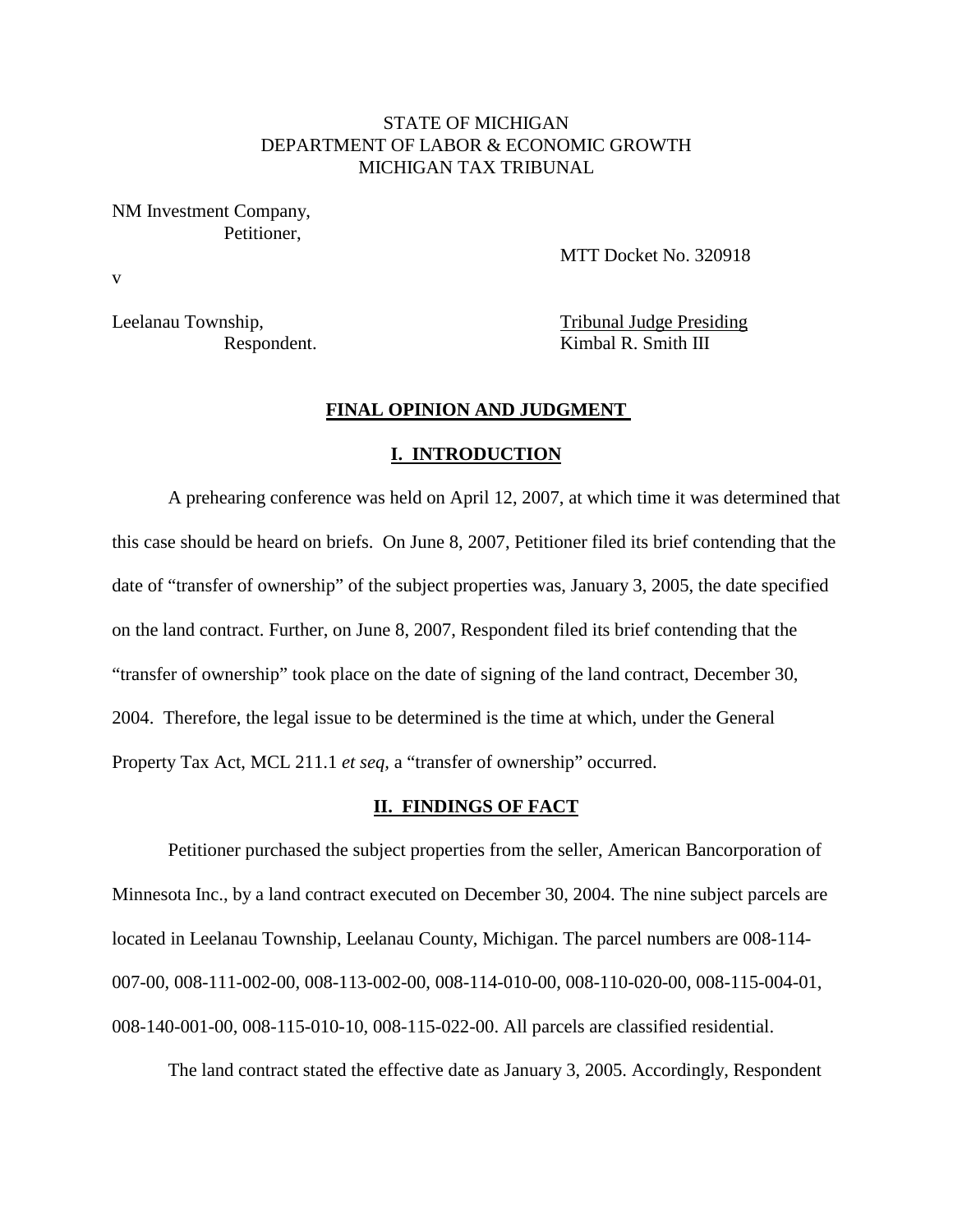STATE OF MICHIGAN
DEPARTMENT OF LABOR & ECONOMIC GROWTH
MICHIGAN TAX TRIBUNAL

NM Investment Company,
Petitioner,

MTT Docket No. 320918

v

Leelanau Township,
Respondent.

Tribunal Judge Presiding
Kimbal R. Smith III

## FINAL OPINION AND JUDGMENT

### I. INTRODUCTION

A prehearing conference was held on April 12, 2007, at which time it was determined that this case should be heard on briefs. On June 8, 2007, Petitioner filed its brief contending that the date of "transfer of ownership" of the subject properties was, January 3, 2005, the date specified on the land contract. Further, on June 8, 2007, Respondent filed its brief contending that the "transfer of ownership" took place on the date of signing of the land contract, December 30, 2004. Therefore, the legal issue to be determined is the time at which, under the General Property Tax Act, MCL 211.1 *et seq,* a "transfer of ownership" occurred.

### II. FINDINGS OF FACT

Petitioner purchased the subject properties from the seller, American Bancorporation of Minnesota Inc., by a land contract executed on December 30, 2004. The nine subject parcels are located in Leelanau Township, Leelanau County, Michigan. The parcel numbers are 008-114-007-00, 008-111-002-00, 008-113-002-00, 008-114-010-00, 008-110-020-00, 008-115-004-01, 008-140-001-00, 008-115-010-10, 008-115-022-00. All parcels are classified residential.

The land contract stated the effective date as January 3, 2005. Accordingly, Respondent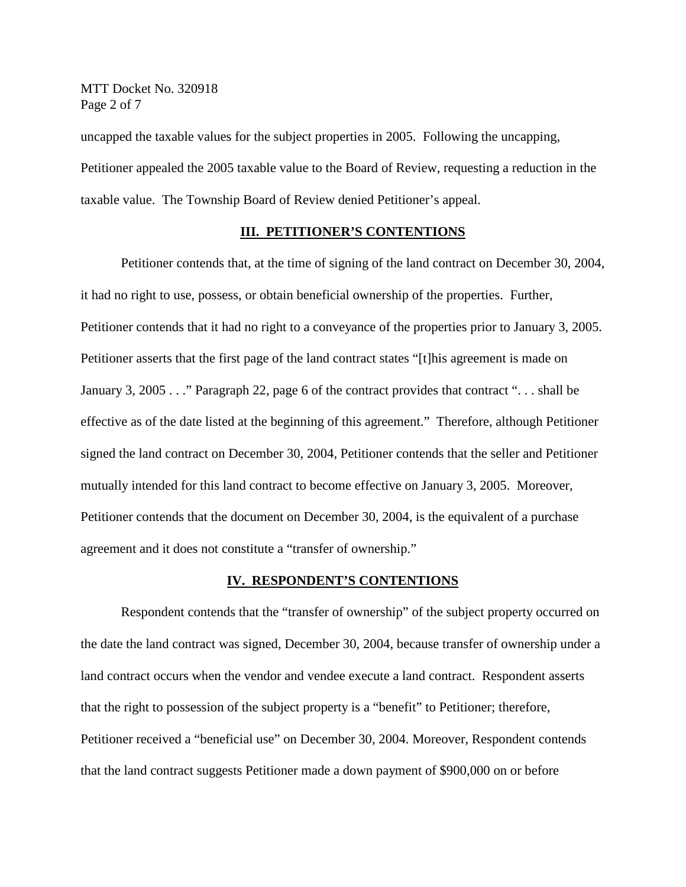uncapped the taxable values for the subject properties in 2005. Following the uncapping, Petitioner appealed the 2005 taxable value to the Board of Review, requesting a reduction in the taxable value. The Township Board of Review denied Petitioner's appeal.

## III. PETITIONER'S CONTENTIONS

Petitioner contends that, at the time of signing of the land contract on December 30, 2004, it had no right to use, possess, or obtain beneficial ownership of the properties. Further, Petitioner contends that it had no right to a conveyance of the properties prior to January 3, 2005. Petitioner asserts that the first page of the land contract states "[t]his agreement is made on January 3, 2005 . . ." Paragraph 22, page 6 of the contract provides that contract ". . . shall be effective as of the date listed at the beginning of this agreement." Therefore, although Petitioner signed the land contract on December 30, 2004, Petitioner contends that the seller and Petitioner mutually intended for this land contract to become effective on January 3, 2005. Moreover, Petitioner contends that the document on December 30, 2004, is the equivalent of a purchase agreement and it does not constitute a "transfer of ownership."

## IV. RESPONDENT'S CONTENTIONS

Respondent contends that the "transfer of ownership" of the subject property occurred on the date the land contract was signed, December 30, 2004, because transfer of ownership under a land contract occurs when the vendor and vendee execute a land contract. Respondent asserts that the right to possession of the subject property is a "benefit" to Petitioner; therefore, Petitioner received a "beneficial use" on December 30, 2004. Moreover, Respondent contends that the land contract suggests Petitioner made a down payment of $900,000 on or before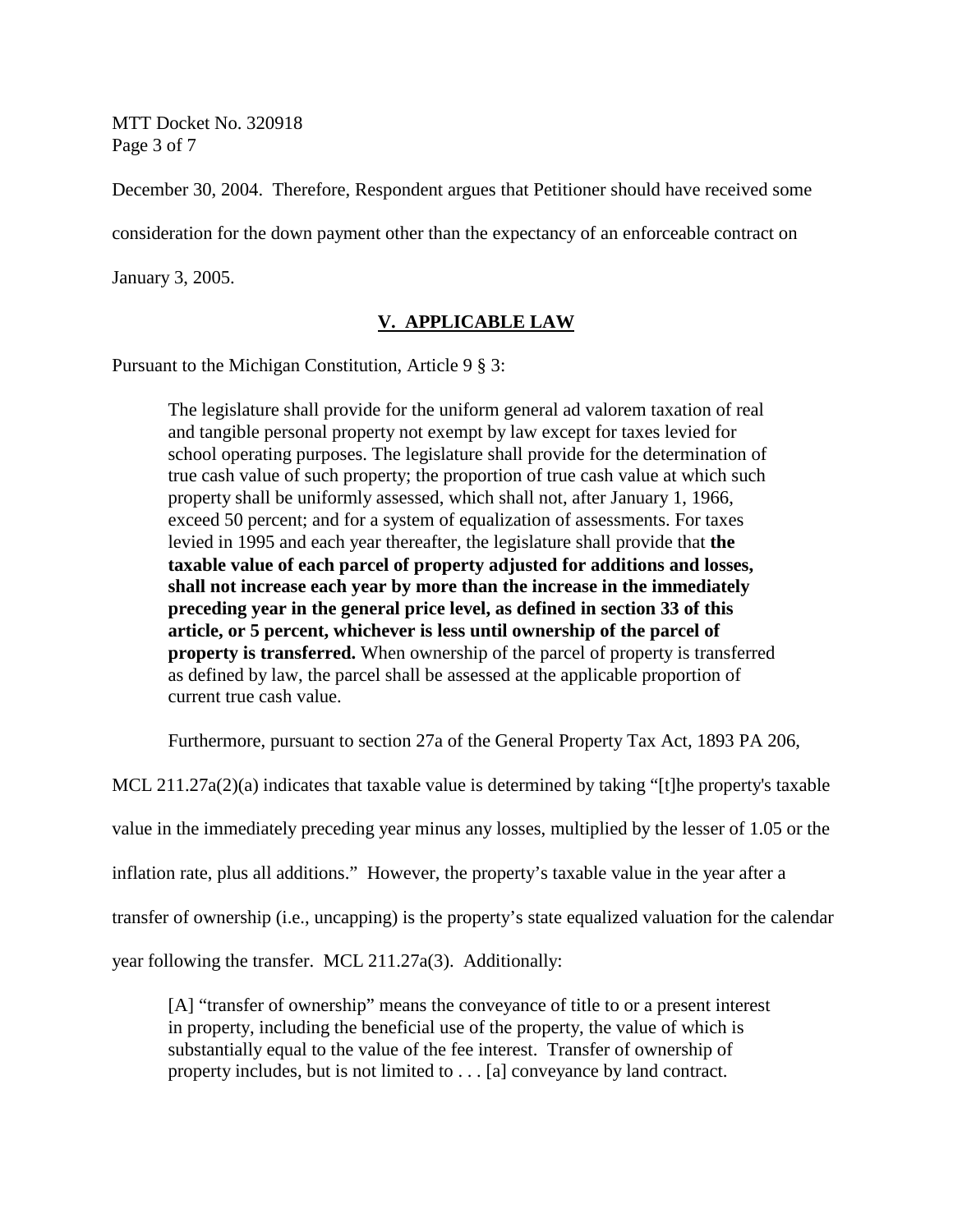December 30, 2004. Therefore, Respondent argues that Petitioner should have received some consideration for the down payment other than the expectancy of an enforceable contract on January 3, 2005.

## V. APPLICABLE LAW

Pursuant to the Michigan Constitution, Article 9 § 3:

> The legislature shall provide for the uniform general ad valorem taxation of real and tangible personal property not exempt by law except for taxes levied for school operating purposes. The legislature shall provide for the determination of true cash value of such property; the proportion of true cash value at which such property shall be uniformly assessed, which shall not, after January 1, 1966, exceed 50 percent; and for a system of equalization of assessments. For taxes levied in 1995 and each year thereafter, the legislature shall provide that **the taxable value of each parcel of property adjusted for additions and losses, shall not increase each year by more than the increase in the immediately preceding year in the general price level, as defined in section 33 of this article, or 5 percent, whichever is less until ownership of the parcel of property is transferred.** When ownership of the parcel of property is transferred as defined by law, the parcel shall be assessed at the applicable proportion of current true cash value.

Furthermore, pursuant to section 27a of the General Property Tax Act, 1893 PA 206, MCL 211.27a(2)(a) indicates that taxable value is determined by taking "[t]he property's taxable value in the immediately preceding year minus any losses, multiplied by the lesser of 1.05 or the inflation rate, plus all additions." However, the property's taxable value in the year after a transfer of ownership (i.e., uncapping) is the property's state equalized valuation for the calendar year following the transfer. MCL 211.27a(3). Additionally:

> [A] "transfer of ownership" means the conveyance of title to or a present interest in property, including the beneficial use of the property, the value of which is substantially equal to the value of the fee interest. Transfer of ownership of property includes, but is not limited to . . . [a] conveyance by land contract.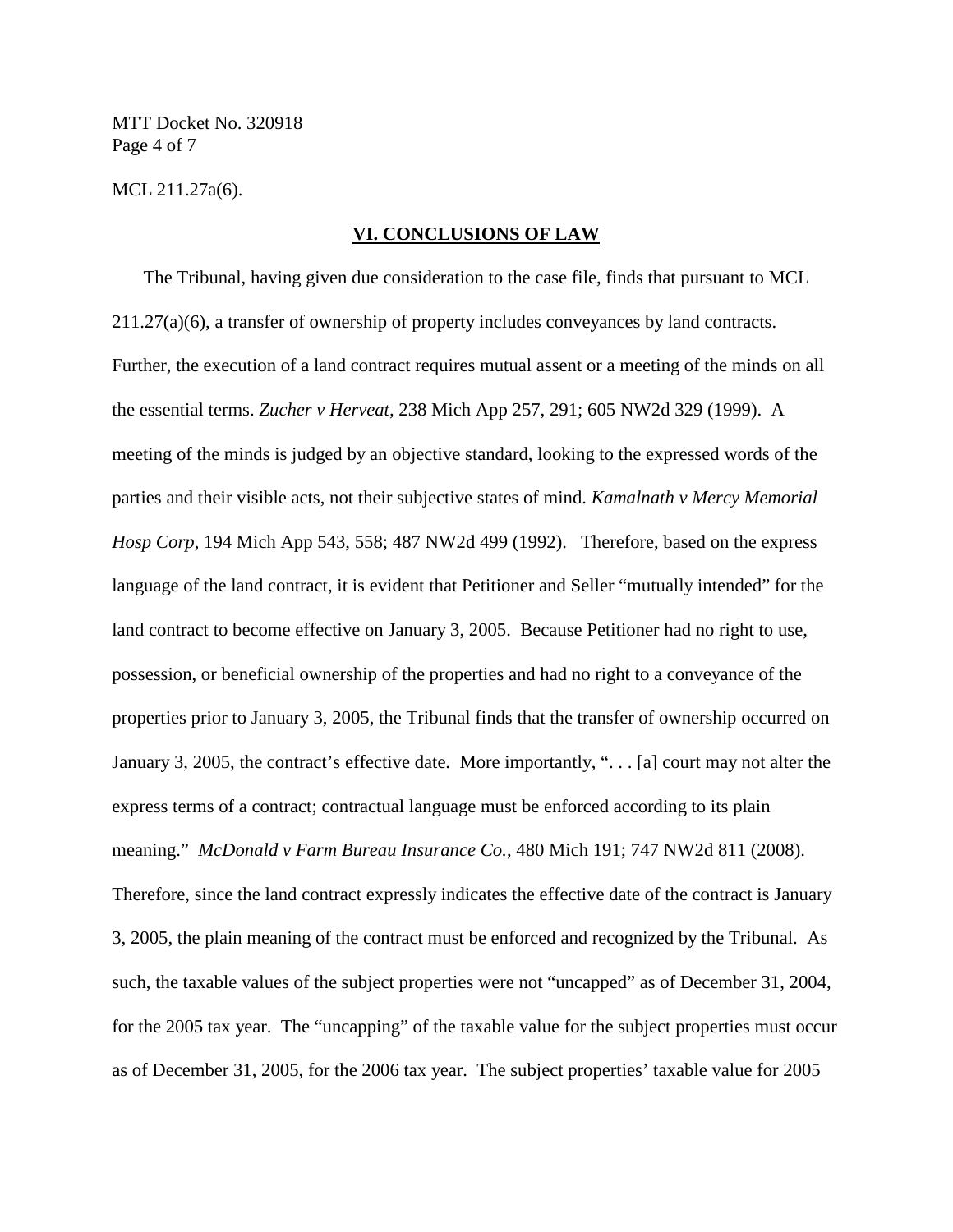MCL 211.27a(6).

## VI. CONCLUSIONS OF LAW

The Tribunal, having given due consideration to the case file, finds that pursuant to MCL 211.27(a)(6), a transfer of ownership of property includes conveyances by land contracts. Further, the execution of a land contract requires mutual assent or a meeting of the minds on all the essential terms. *Zucher v Herveat*, 238 Mich App 257, 291; 605 NW2d 329 (1999). A meeting of the minds is judged by an objective standard, looking to the expressed words of the parties and their visible acts, not their subjective states of mind. *Kamalnath v Mercy Memorial Hosp Corp*, 194 Mich App 543, 558; 487 NW2d 499 (1992). Therefore, based on the express language of the land contract, it is evident that Petitioner and Seller "mutually intended" for the land contract to become effective on January 3, 2005. Because Petitioner had no right to use, possession, or beneficial ownership of the properties and had no right to a conveyance of the properties prior to January 3, 2005, the Tribunal finds that the transfer of ownership occurred on January 3, 2005, the contract's effective date. More importantly, ". . . [a] court may not alter the express terms of a contract; contractual language must be enforced according to its plain meaning." *McDonald v Farm Bureau Insurance Co.*, 480 Mich 191; 747 NW2d 811 (2008). Therefore, since the land contract expressly indicates the effective date of the contract is January 3, 2005, the plain meaning of the contract must be enforced and recognized by the Tribunal. As such, the taxable values of the subject properties were not "uncapped" as of December 31, 2004, for the 2005 tax year. The "uncapping" of the taxable value for the subject properties must occur as of December 31, 2005, for the 2006 tax year. The subject properties' taxable value for 2005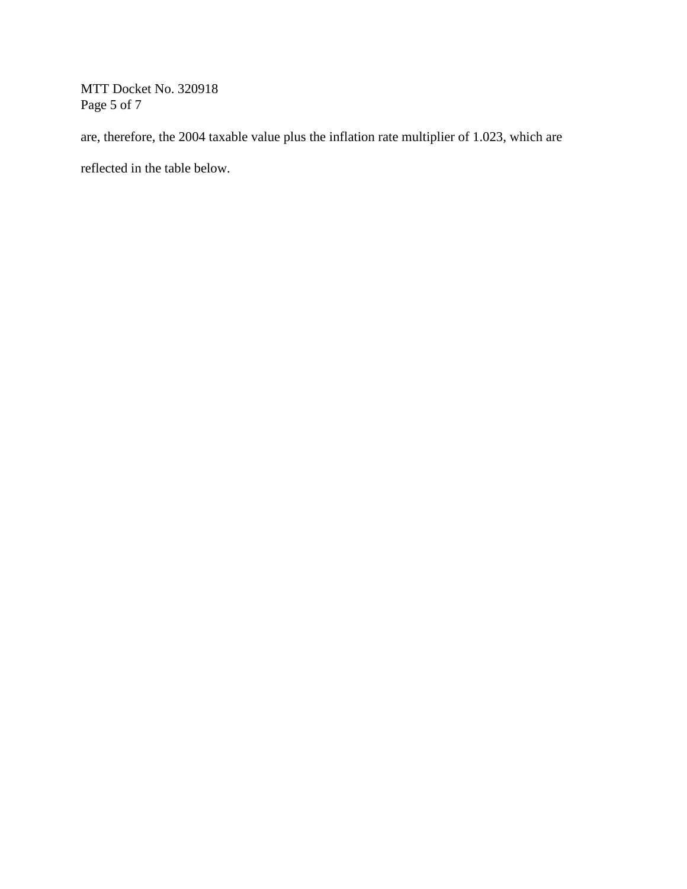are, therefore, the 2004 taxable value plus the inflation rate multiplier of 1.023, which are

reflected in the table below.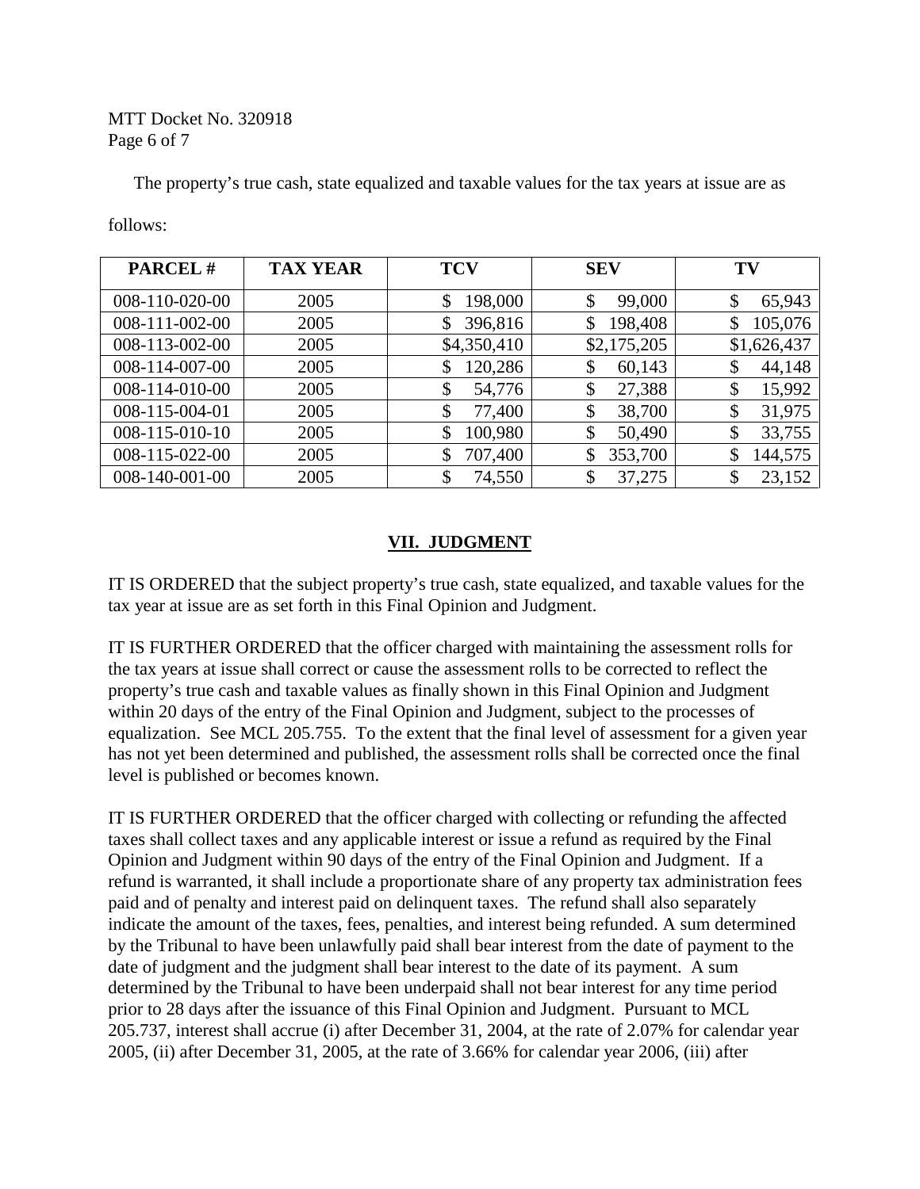The property's true cash, state equalized and taxable values for the tax years at issue are as follows:

| PARCEL # | TAX YEAR | TCV | SEV | TV |
|---|---|---|---|---|
| 008-110-020-00 | 2005 | $ 198,000 | $ 99,000 | $ 65,943 |
| 008-111-002-00 | 2005 | $ 396,816 | $ 198,408 | $ 105,076 |
| 008-113-002-00 | 2005 | $4,350,410 | $2,175,205 | $1,626,437 |
| 008-114-007-00 | 2005 | $ 120,286 | $ 60,143 | $ 44,148 |
| 008-114-010-00 | 2005 | $ 54,776 | $ 27,388 | $ 15,992 |
| 008-115-004-01 | 2005 | $ 77,400 | $ 38,700 | $ 31,975 |
| 008-115-010-10 | 2005 | $ 100,980 | $ 50,490 | $ 33,755 |
| 008-115-022-00 | 2005 | $ 707,400 | $ 353,700 | $ 144,575 |
| 008-140-001-00 | 2005 | $ 74,550 | $ 37,275 | $ 23,152 |

## VII. JUDGMENT

IT IS ORDERED that the subject property's true cash, state equalized, and taxable values for the tax year at issue are as set forth in this Final Opinion and Judgment.

IT IS FURTHER ORDERED that the officer charged with maintaining the assessment rolls for the tax years at issue shall correct or cause the assessment rolls to be corrected to reflect the property's true cash and taxable values as finally shown in this Final Opinion and Judgment within 20 days of the entry of the Final Opinion and Judgment, subject to the processes of equalization. See MCL 205.755. To the extent that the final level of assessment for a given year has not yet been determined and published, the assessment rolls shall be corrected once the final level is published or becomes known.

IT IS FURTHER ORDERED that the officer charged with collecting or refunding the affected taxes shall collect taxes and any applicable interest or issue a refund as required by the Final Opinion and Judgment within 90 days of the entry of the Final Opinion and Judgment. If a refund is warranted, it shall include a proportionate share of any property tax administration fees paid and of penalty and interest paid on delinquent taxes. The refund shall also separately indicate the amount of the taxes, fees, penalties, and interest being refunded. A sum determined by the Tribunal to have been unlawfully paid shall bear interest from the date of payment to the date of judgment and the judgment shall bear interest to the date of its payment. A sum determined by the Tribunal to have been underpaid shall not bear interest for any time period prior to 28 days after the issuance of this Final Opinion and Judgment. Pursuant to MCL 205.737, interest shall accrue (i) after December 31, 2004, at the rate of 2.07% for calendar year 2005, (ii) after December 31, 2005, at the rate of 3.66% for calendar year 2006, (iii) after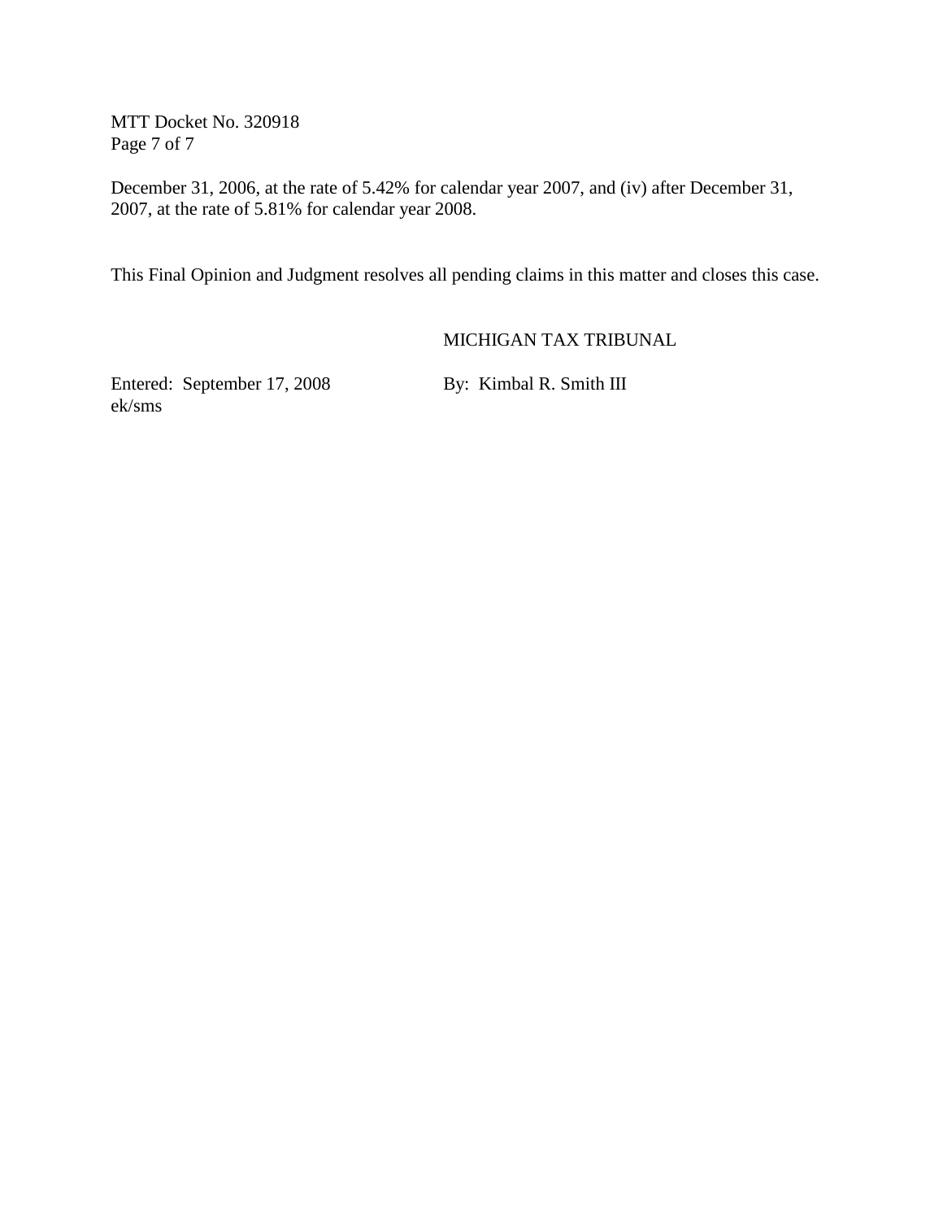December 31, 2006, at the rate of 5.42% for calendar year 2007, and (iv) after December 31, 2007, at the rate of 5.81% for calendar year 2008.

This Final Opinion and Judgment resolves all pending claims in this matter and closes this case.

MICHIGAN TAX TRIBUNAL

Entered: September 17, 2008
ek/sms

By: Kimbal R. Smith III